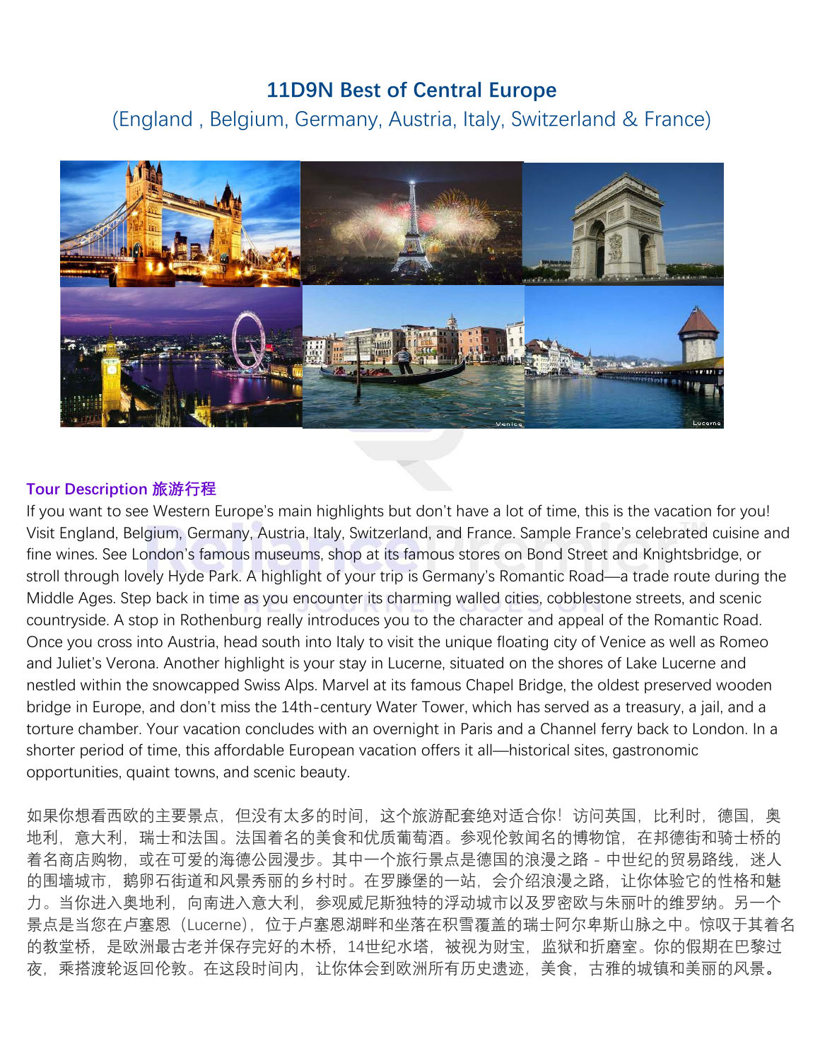# 11D9N Best of Central Europe

## (England , Belgium, Germany, Austria, Italy, Switzerland & France)

### Tour Description 旅游行程

If you want to see Western Europe's main highlights but don't have a lot of time, this is the vacation for you! Visit England, Belgium, Germany, Austria, Italy, Switzerland, and France. Sample France's celebrated cuisine and fine wines. See London's famous museums, shop at its famous stores on Bond Street and Knightsbridge, or stroll through lovely Hyde Park. A highlight of your trip is Germany's Romantic Road—a trade route during the Middle Ages. Step back in time as you encounter its charming walled cities, cobblestone streets, and scenic countryside. A stop in Rothenburg really introduces you to the character and appeal of the Romantic Road. Once you cross into Austria, head south into Italy to visit the unique floating city of Venice as well as Romeo and Juliet's Verona. Another highlight is your stay in Lucerne, situated on the shores of Lake Lucerne and nestled within the snowcapped Swiss Alps. Marvel at its famous Chapel Bridge, the oldest preserved wooden bridge in Europe, and don't miss the 14th-century Water Tower, which has served as a treasury, a jail, and a torture chamber. Your vacation concludes with an overnight in Paris and a Channel ferry back to London. In a shorter period of time, this affordable European vacation offers it all—historical sites, gastronomic opportunities, quaint towns, and scenic beauty.

如果你想看西欧的主要景点，但没有太多的时间，这个旅游配套绝对适合你！访问英国，比利时，德国，奥地利，意大利，瑞士和法国。法国着名的美食和优质葡萄酒。参观伦敦闻名的博物馆，在邦德街和骑士桥的着名商店购物，或在可爱的海德公园漫步。其中一个旅行景点是德国的浪漫之路 - 中世纪的贸易路线，迷人的围墙城市，鹅卵石街道和风景秀丽的乡村时。在罗滕堡的一站，会介绍浪漫之路，让你体验它的性格和魅力。当你进入奥地利，向南进入意大利，参观威尼斯独特的浮动城市以及罗密欧与朱丽叶的维罗纳。另一个景点是当您在卢塞恩（Lucerne），位于卢塞恩湖畔和坐落在积雪覆盖的瑞士阿尔卑斯山脉之中。惊叹于其着名的教堂桥，是欧洲最古老并保存完好的木桥，14世纪水塔，被视为财宝，监狱和折磨室。你的假期在巴黎过夜，乘搭渡轮返回伦敦。在这段时间内，让你体会到欧洲所有历史遗迹，美食，古雅的城镇和美丽的风景。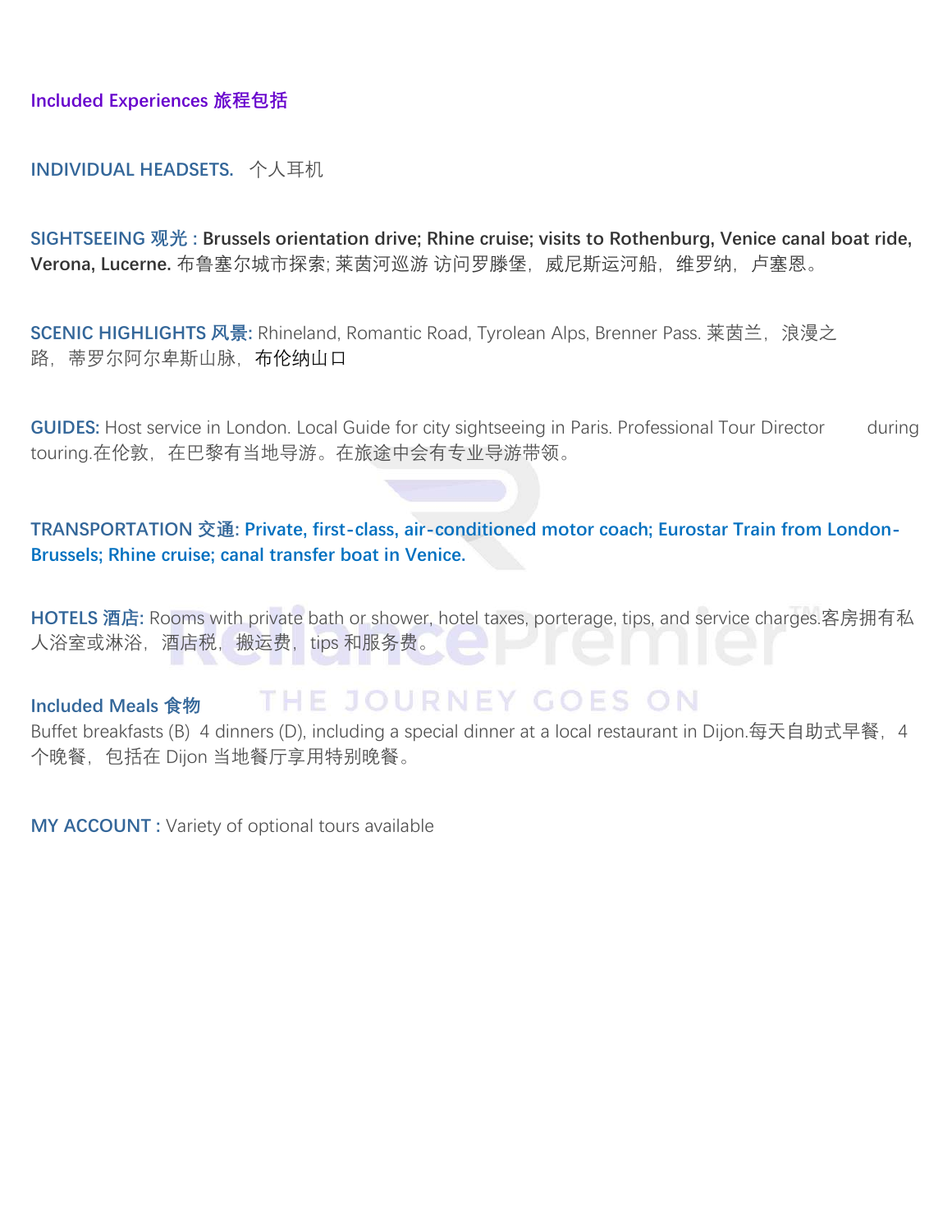## Included Experiences 旅程包括

**INDIVIDUAL HEADSETS.** 个人耳机

**SIGHTSEEING 观光 : Brussels orientation drive; Rhine cruise; visits to Rothenburg, Venice canal boat ride, Verona, Lucerne.** 布鲁塞尔城市探索; 莱茵河巡游 访问罗滕堡，威尼斯运河船，维罗纳，卢塞恩。

**SCENIC HIGHLIGHTS 风景:** Rhineland, Romantic Road, Tyrolean Alps, Brenner Pass. 莱茵兰，浪漫之路，蒂罗尔阿尔卑斯山脉，布伦纳山口

**GUIDES:** Host service in London. Local Guide for city sightseeing in Paris. Professional Tour Director during touring.在伦敦，在巴黎有当地导游。在旅途中会有专业导游带领。

**TRANSPORTATION 交通: Private, first-class, air-conditioned motor coach; Eurostar Train from London-Brussels; Rhine cruise; canal transfer boat in Venice.**

**HOTELS 酒店:** Rooms with private bath or shower, hotel taxes, porterage, tips, and service charges.客房拥有私人浴室或淋浴，酒店税，搬运费，tips 和服务费。

**Included Meals 食物**

Buffet breakfasts (B) 4 dinners (D), including a special dinner at a local restaurant in Dijon.每天自助式早餐，4 个晚餐，包括在 Dijon 当地餐厅享用特别晚餐。

**MY ACCOUNT :** Variety of optional tours available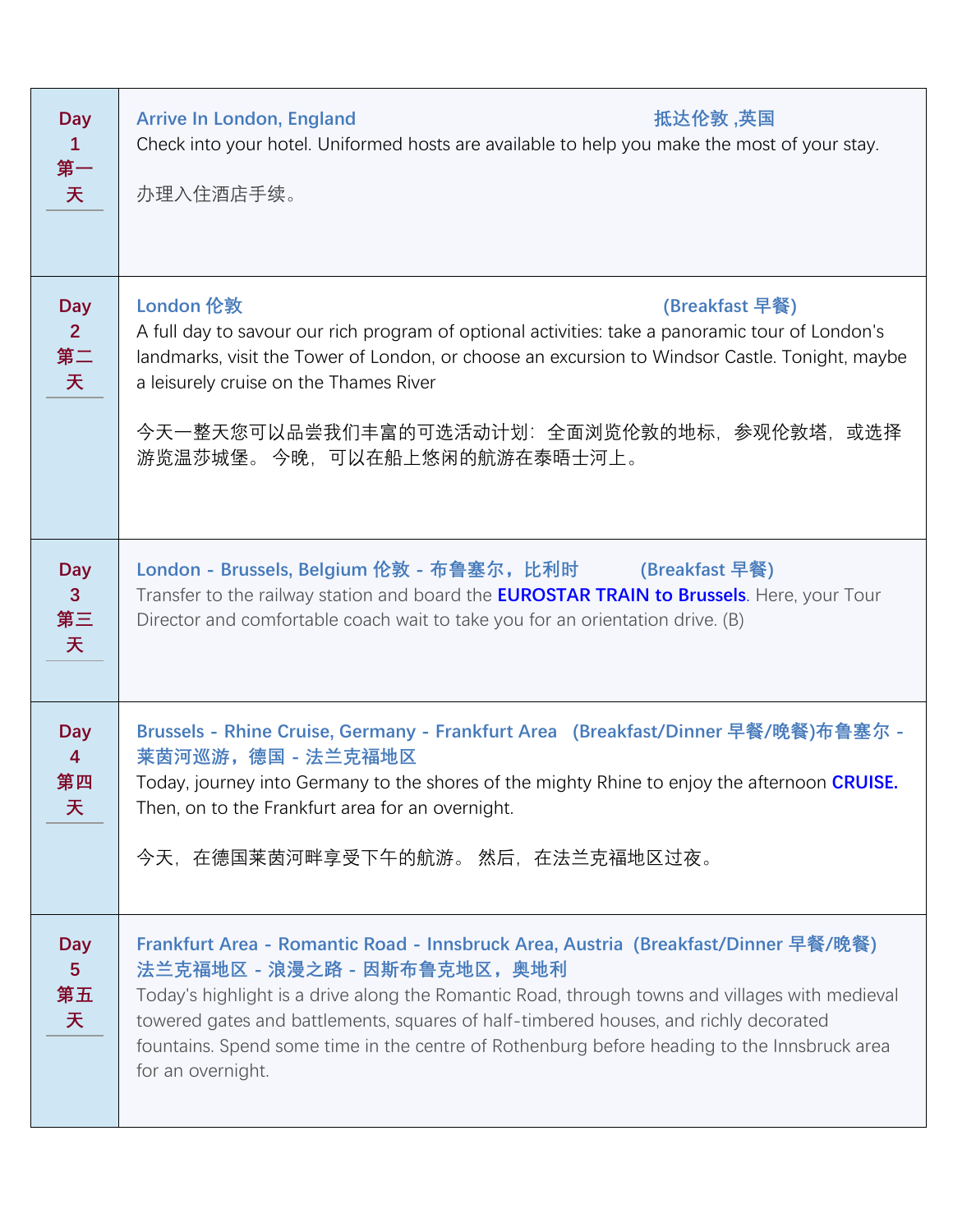| Day | Itinerary |
| --- | --- |
| Day 1 第一天 | **Arrive In London, England 抵达伦敦 ,英国**<br>Check into your hotel. Uniformed hosts are available to help you make the most of your stay.<br><br>办理入住酒店手续。 |
| Day 2 第二天 | **London 伦敦 (Breakfast 早餐)**<br>A full day to savour our rich program of optional activities: take a panoramic tour of London's landmarks, visit the Tower of London, or choose an excursion to Windsor Castle. Tonight, maybe a leisurely cruise on the Thames River<br><br>今天一整天您可以品尝我们丰富的可选活动计划：全面浏览伦敦的地标，参观伦敦塔，或选择游览温莎城堡。 今晚，可以在船上悠闲的航游在泰晤士河上。 |
| Day 3 第三天 | **London - Brussels, Belgium 伦敦 - 布鲁塞尔，比利时 (Breakfast 早餐)**<br>Transfer to the railway station and board the **EUROSTAR TRAIN to Brussels**. Here, your Tour Director and comfortable coach wait to take you for an orientation drive. (B) |
| Day 4 第四天 | **Brussels - Rhine Cruise, Germany - Frankfurt Area (Breakfast/Dinner 早餐/晚餐)布鲁塞尔 - 莱茵河巡游，德国 - 法兰克福地区**<br>Today, journey into Germany to the shores of the mighty Rhine to enjoy the afternoon **CRUISE.** Then, on to the Frankfurt area for an overnight.<br><br>今天，在德国莱茵河畔享受下午的航游。 然后，在法兰克福地区过夜。 |
| Day 5 第五天 | **Frankfurt Area - Romantic Road - Innsbruck Area, Austria (Breakfast/Dinner 早餐/晚餐) 法兰克福地区 - 浪漫之路 - 因斯布鲁克地区，奥地利**<br>Today's highlight is a drive along the Romantic Road, through towns and villages with medieval towered gates and battlements, squares of half-timbered houses, and richly decorated fountains. Spend some time in the centre of Rothenburg before heading to the Innsbruck area for an overnight. |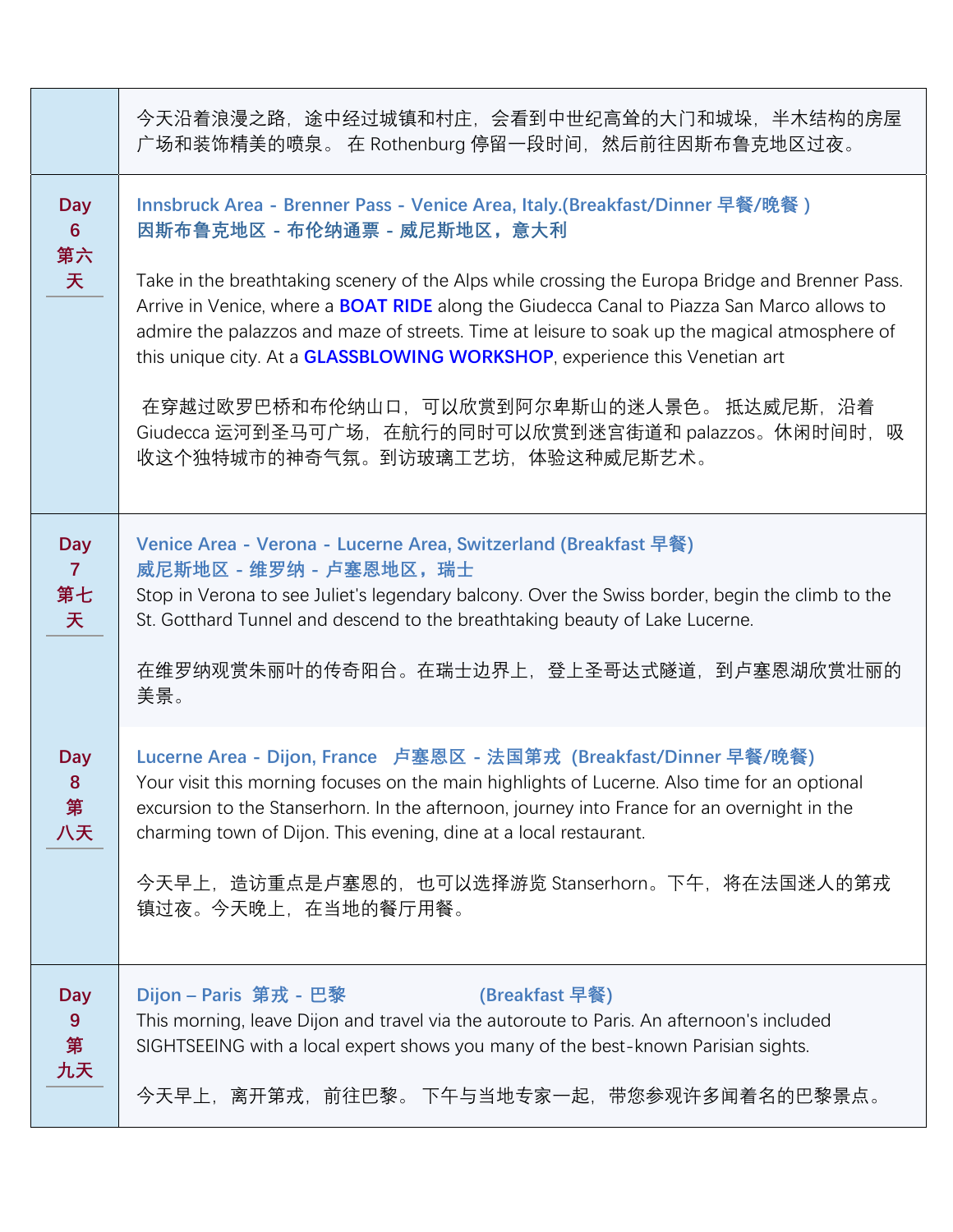| | |
|---|---|
| | 今天沿着浪漫之路，途中经过城镇和村庄，会看到中世纪高耸的大门和城垛，半木结构的房屋广场和装饰精美的喷泉。 在 Rothenburg 停留一段时间，然后前往因斯布鲁克地区过夜。 |
| **Day 6 第六天** | **Innsbruck Area - Brenner Pass - Venice Area, Italy.(Breakfast/Dinner 早餐/晚餐 )**<br>**因斯布鲁克地区 - 布伦纳通票 - 威尼斯地区，意大利**<br><br>Take in the breathtaking scenery of the Alps while crossing the Europa Bridge and Brenner Pass. Arrive in Venice, where a **BOAT RIDE** along the Giudecca Canal to Piazza San Marco allows to admire the palazzos and maze of streets. Time at leisure to soak up the magical atmosphere of this unique city. At a **GLASSBLOWING WORKSHOP**, experience this Venetian art<br><br>在穿越过欧罗巴桥和布伦纳山口，可以欣赏到阿尔卑斯山的迷人景色。 抵达威尼斯，沿着 Giudecca 运河到圣马可广场，在航行的同时可以欣赏到迷宫街道和 palazzos。休闲时间时，吸收这个独特城市的神奇气氛。到访玻璃工艺坊，体验这种威尼斯艺术。 |
| **Day 7 第七天** | **Venice Area - Verona - Lucerne Area, Switzerland (Breakfast 早餐)**<br>**威尼斯地区 - 维罗纳 - 卢塞恩地区，瑞士**<br>Stop in Verona to see Juliet's legendary balcony. Over the Swiss border, begin the climb to the St. Gotthard Tunnel and descend to the breathtaking beauty of Lake Lucerne.<br><br>在维罗纳观赏朱丽叶的传奇阳台。在瑞士边界上，登上圣哥达式隧道，到卢塞恩湖欣赏壮丽的美景。 |
| **Day 8 第八天** | **Lucerne Area - Dijon, France 卢塞恩区 - 法国第戎 (Breakfast/Dinner 早餐/晚餐)**<br>Your visit this morning focuses on the main highlights of Lucerne. Also time for an optional excursion to the Stanserhorn. In the afternoon, journey into France for an overnight in the charming town of Dijon. This evening, dine at a local restaurant.<br><br>今天早上，造访重点是卢塞恩的，也可以选择游览 Stanserhorn。下午，将在法国迷人的第戎镇过夜。今天晚上，在当地的餐厅用餐。 |
| **Day 9 第九天** | **Dijon – Paris 第戎 - 巴黎 (Breakfast 早餐)**<br>This morning, leave Dijon and travel via the autoroute to Paris. An afternoon's included SIGHTSEEING with a local expert shows you many of the best-known Parisian sights.<br><br>今天早上，离开第戎，前往巴黎。 下午与当地专家一起，带您参观许多闻着名的巴黎景点。 |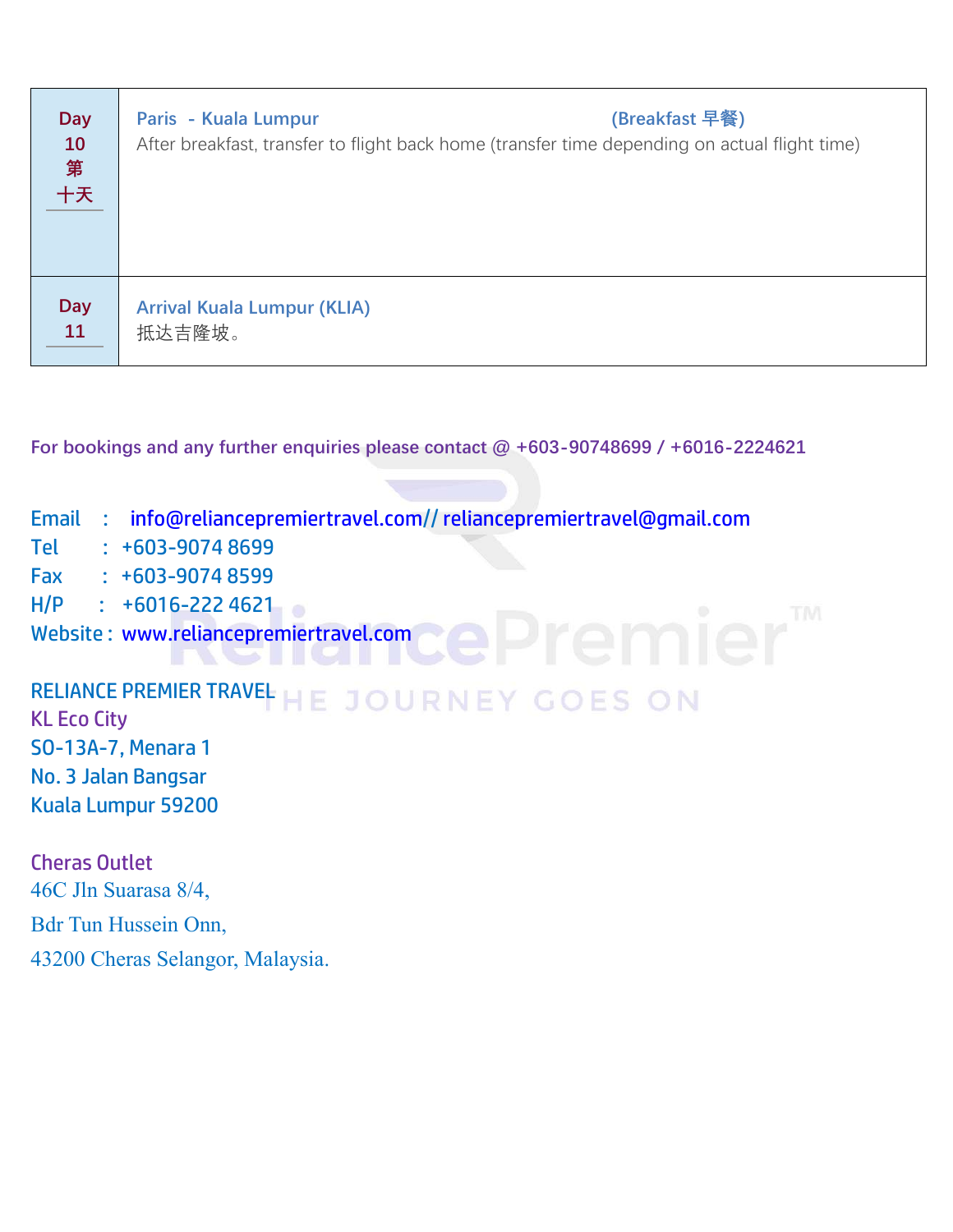| | |
|---|---|
| Day 10 第十天 | Paris - Kuala Lumpur (Breakfast 早餐)<br>After breakfast, transfer to flight back home (transfer time depending on actual flight time) |
| Day 11 | Arrival Kuala Lumpur (KLIA)<br>抵达吉隆坡。 |

For bookings and any further enquiries please contact @ +603-90748699 / +6016-2224621

Email : info@reliancepremiertravel.com// reliancepremiertravel@gmail.com
Tel : +603-9074 8699
Fax : +603-9074 8599
H/P : +6016-222 4621
Website : www.reliancepremiertravel.com

RELIANCE PREMIER TRAVEL
KL Eco City
SO-13A-7, Menara 1
No. 3 Jalan Bangsar
Kuala Lumpur 59200

Cheras Outlet
46C Jln Suarasa 8/4,
Bdr Tun Hussein Onn,
43200 Cheras Selangor, Malaysia.